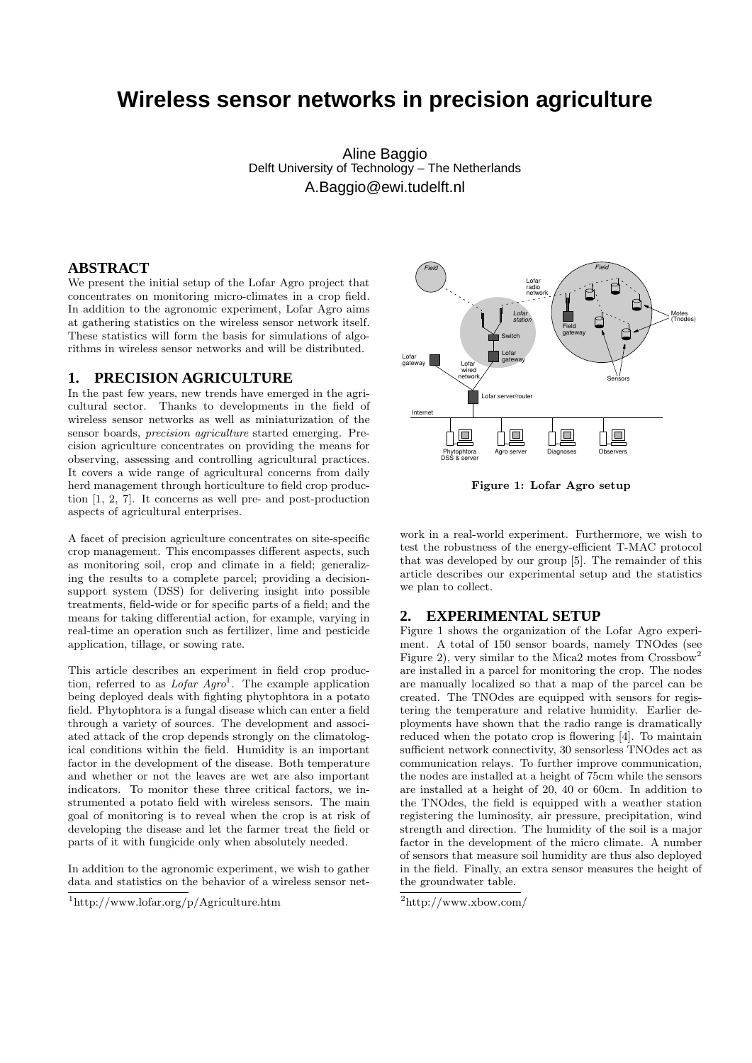# Wireless sensor networks in precision agriculture

Aline Baggio
Delft University of Technology – The Netherlands
A.Baggio@ewi.tudelft.nl

## ABSTRACT

We present the initial setup of the Lofar Agro project that concentrates on monitoring micro-climates in a crop field. In addition to the agronomic experiment, Lofar Agro aims at gathering statistics on the wireless sensor network itself. These statistics will form the basis for simulations of algorithms in wireless sensor networks and will be distributed.

## 1. PRECISION AGRICULTURE

In the past few years, new trends have emerged in the agricultural sector. Thanks to developments in the field of wireless sensor networks as well as miniaturization of the sensor boards, *precision agriculture* started emerging. Precision agriculture concentrates on providing the means for observing, assessing and controlling agricultural practices. It covers a wide range of agricultural concerns from daily herd management through horticulture to field crop production [1, 2, 7]. It concerns as well pre- and post-production aspects of agricultural enterprises.

A facet of precision agriculture concentrates on site-specific crop management. This encompasses different aspects, such as monitoring soil, crop and climate in a field; generalizing the results to a complete parcel; providing a decision-support system (DSS) for delivering insight into possible treatments, field-wide or for specific parts of a field; and the means for taking differential action, for example, varying in real-time an operation such as fertilizer, lime and pesticide application, tillage, or sowing rate.

This article describes an experiment in field crop production, referred to as *Lofar Agro*[1]. The example application being deployed deals with fighting phytophtora in a potato field. Phytophtora is a fungal disease which can enter a field through a variety of sources. The development and associated attack of the crop depends strongly on the climatological conditions within the field. Humidity is an important factor in the development of the disease. Both temperature and whether or not the leaves are wet are also important indicators. To monitor these three critical factors, we instrumented a potato field with wireless sensors. The main goal of monitoring is to reveal when the crop is at risk of developing the disease and let the farmer treat the field or parts of it with fungicide only when absolutely needed.

In addition to the agronomic experiment, we wish to gather data and statistics on the behavior of a wireless sensor network in a real-world experiment. Furthermore, we wish to test the robustness of the energy-efficient T-MAC protocol that was developed by our group [5]. The remainder of this article describes our experimental setup and the statistics we plan to collect.

[1] http://www.lofar.org/p/Agriculture.htm

Figure 1: Lofar Agro setup

## 2. EXPERIMENTAL SETUP

Figure 1 shows the organization of the Lofar Agro experiment. A total of 150 sensor boards, namely TNOdes (see Figure 2), very similar to the Mica2 motes from Crossbow[2] are installed in a parcel for monitoring the crop. The nodes are manually localized so that a map of the parcel can be created. The TNOdes are equipped with sensors for registering the temperature and relative humidity. Earlier deployments have shown that the radio range is dramatically reduced when the potato crop is flowering [4]. To maintain sufficient network connectivity, 30 sensorless TNOdes act as communication relays. To further improve communication, the nodes are installed at a height of 75cm while the sensors are installed at a height of 20, 40 or 60cm. In addition to the TNOdes, the field is equipped with a weather station registering the luminosity, air pressure, precipitation, wind strength and direction. The humidity of the soil is a major factor in the development of the micro climate. A number of sensors that measure soil humidity are thus also deployed in the field. Finally, an extra sensor measures the height of the groundwater table.

[2] http://www.xbow.com/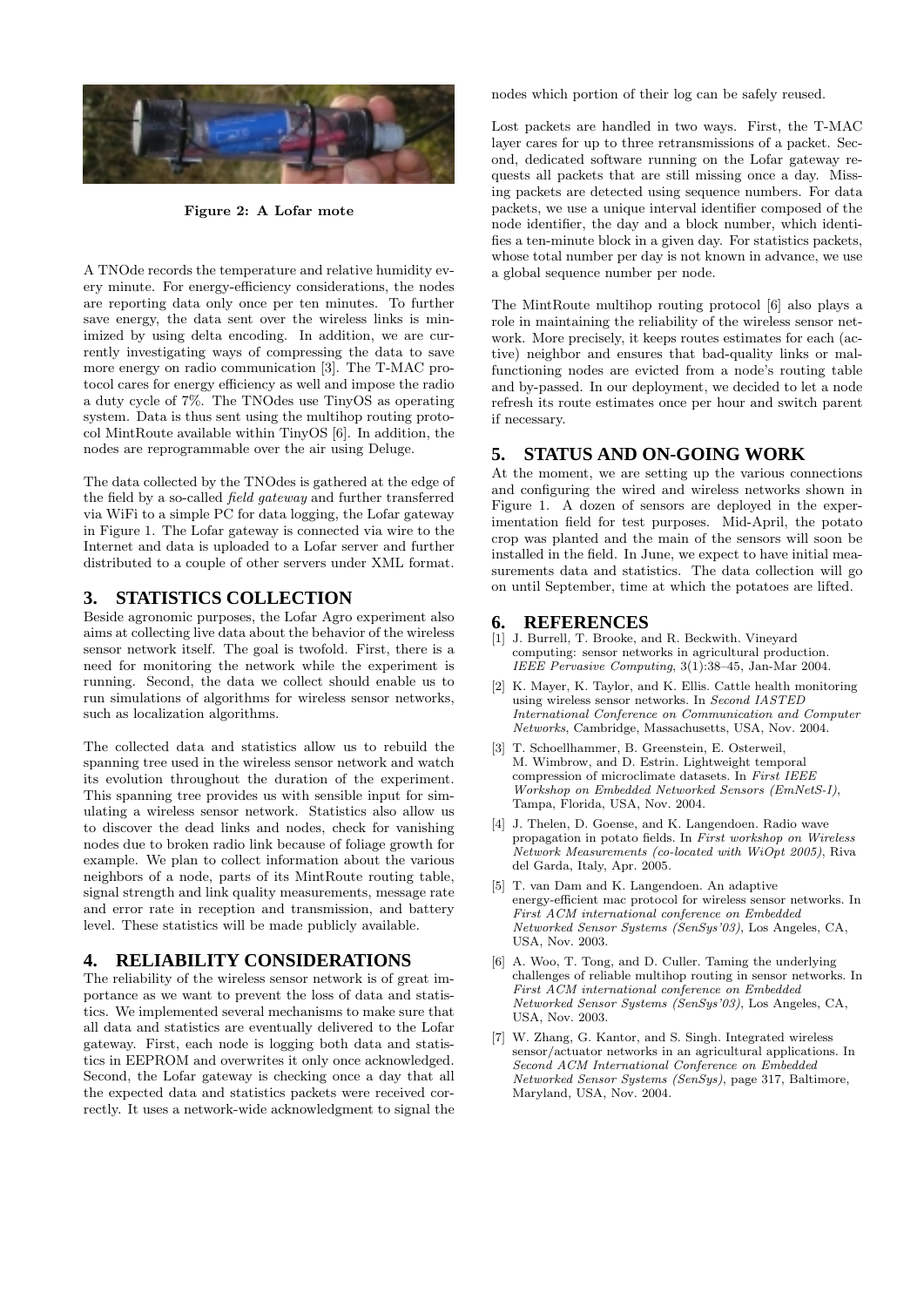Figure 2: A Lofar mote

A TNOde records the temperature and relative humidity every minute. For energy-efficiency considerations, the nodes are reporting data only once per ten minutes. To further save energy, the data sent over the wireless links is minimized by using delta encoding. In addition, we are currently investigating ways of compressing the data to save more energy on radio communication [3]. The T-MAC protocol cares for energy efficiency as well and impose the radio a duty cycle of 7%. The TNOdes use TinyOS as operating system. Data is thus sent using the multihop routing protocol MintRoute available within TinyOS [6]. In addition, the nodes are reprogrammable over the air using Deluge.

The data collected by the TNOdes is gathered at the edge of the field by a so-called *field gateway* and further transferred via WiFi to a simple PC for data logging, the Lofar gateway in Figure 1. The Lofar gateway is connected via wire to the Internet and data is uploaded to a Lofar server and further distributed to a couple of other servers under XML format.

## 3. STATISTICS COLLECTION

Beside agronomic purposes, the Lofar Agro experiment also aims at collecting live data about the behavior of the wireless sensor network itself. The goal is twofold. First, there is a need for monitoring the network while the experiment is running. Second, the data we collect should enable us to run simulations of algorithms for wireless sensor networks, such as localization algorithms.

The collected data and statistics allow us to rebuild the spanning tree used in the wireless sensor network and watch its evolution throughout the duration of the experiment. This spanning tree provides us with sensible input for simulating a wireless sensor network. Statistics also allow us to discover the dead links and nodes, check for vanishing nodes due to broken radio link because of foliage growth for example. We plan to collect information about the various neighbors of a node, parts of its MintRoute routing table, signal strength and link quality measurements, message rate and error rate in reception and transmission, and battery level. These statistics will be made publicly available.

## 4. RELIABILITY CONSIDERATIONS

The reliability of the wireless sensor network is of great importance as we want to prevent the loss of data and statistics. We implemented several mechanisms to make sure that all data and statistics are eventually delivered to the Lofar gateway. First, each node is logging both data and statistics in EEPROM and overwrites it only once acknowledged. Second, the Lofar gateway is checking once a day that all the expected data and statistics packets were received correctly. It uses a network-wide acknowledgment to signal the nodes which portion of their log can be safely reused.

Lost packets are handled in two ways. First, the T-MAC layer cares for up to three retransmissions of a packet. Second, dedicated software running on the Lofar gateway requests all packets that are still missing once a day. Missing packets are detected using sequence numbers. For data packets, we use a unique interval identifier composed of the node identifier, the day and a block number, which identifies a ten-minute block in a given day. For statistics packets, whose total number per day is not known in advance, we use a global sequence number per node.

The MintRoute multihop routing protocol [6] also plays a role in maintaining the reliability of the wireless sensor network. More precisely, it keeps routes estimates for each (active) neighbor and ensures that bad-quality links or malfunctioning nodes are evicted from a node's routing table and by-passed. In our deployment, we decided to let a node refresh its route estimates once per hour and switch parent if necessary.

## 5. STATUS AND ON-GOING WORK

At the moment, we are setting up the various connections and configuring the wired and wireless networks shown in Figure 1. A dozen of sensors are deployed in the experimentation field for test purposes. Mid-April, the potato crop was planted and the main of the sensors will soon be installed in the field. In June, we expect to have initial measurements data and statistics. The data collection will go on until September, time at which the potatoes are lifted.

## 6. REFERENCES

[1] J. Burrell, T. Brooke, and R. Beckwith. Vineyard computing: sensor networks in agricultural production. *IEEE Pervasive Computing*, 3(1):38–45, Jan-Mar 2004.

[2] K. Mayer, K. Taylor, and K. Ellis. Cattle health monitoring using wireless sensor networks. In *Second IASTED International Conference on Communication and Computer Networks*, Cambridge, Massachusetts, USA, Nov. 2004.

[3] T. Schoellhammer, B. Greenstein, E. Osterweil, M. Wimbrow, and D. Estrin. Lightweight temporal compression of microclimate datasets. In *First IEEE Workshop on Embedded Networked Sensors (EmNetS-I)*, Tampa, Florida, USA, Nov. 2004.

[4] J. Thelen, D. Goense, and K. Langendoen. Radio wave propagation in potato fields. In *First workshop on Wireless Network Measurements (co-located with WiOpt 2005)*, Riva del Garda, Italy, Apr. 2005.

[5] T. van Dam and K. Langendoen. An adaptive energy-efficient mac protocol for wireless sensor networks. In *First ACM international conference on Embedded Networked Sensor Systems (SenSys'03)*, Los Angeles, CA, USA, Nov. 2003.

[6] A. Woo, T. Tong, and D. Culler. Taming the underlying challenges of reliable multihop routing in sensor networks. In *First ACM international conference on Embedded Networked Sensor Systems (SenSys'03)*, Los Angeles, CA, USA, Nov. 2003.

[7] W. Zhang, G. Kantor, and S. Singh. Integrated wireless sensor/actuator networks in an agricultural applications. In *Second ACM International Conference on Embedded Networked Sensor Systems (SenSys)*, page 317, Baltimore, Maryland, USA, Nov. 2004.